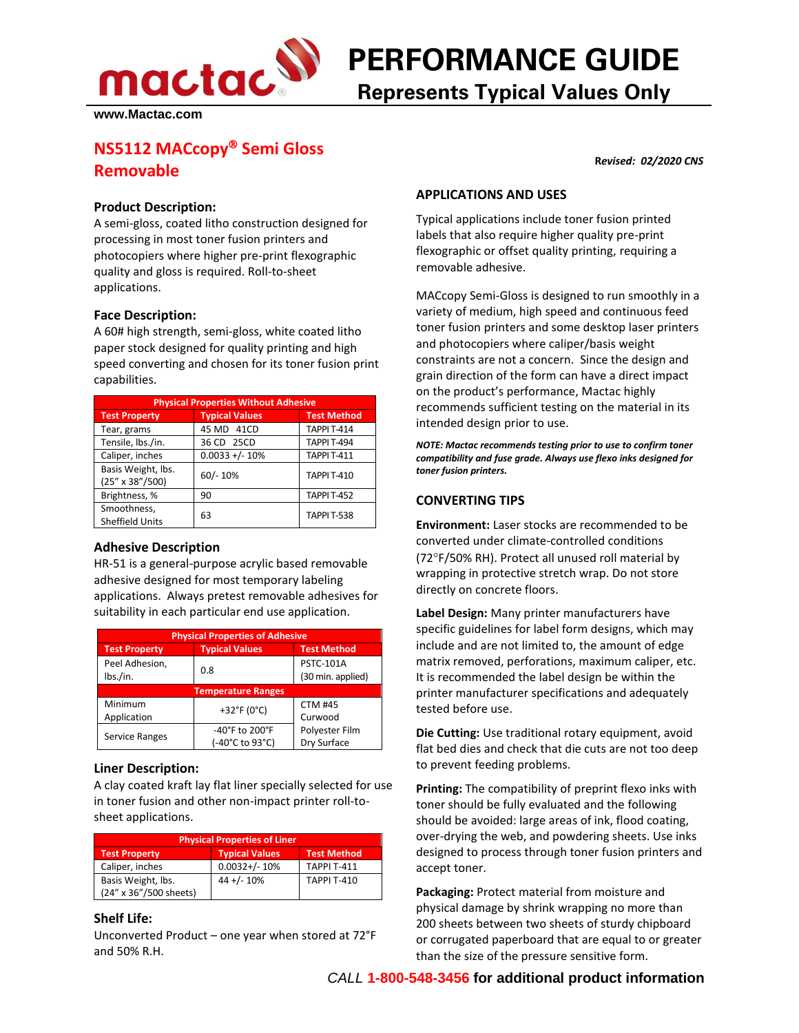# PERFORMANCE GUIDE

## Represents Typical Values Only

www.Mactac.com

## NS5112 MACcopy® Semi Gloss Removable

**Revised:** ***02/2020 CNS***

### Product Description:

A semi-gloss, coated litho construction designed for processing in most toner fusion printers and photocopiers where higher pre-print flexographic quality and gloss is required. Roll-to-sheet applications.

### Face Description:

A 60# high strength, semi-gloss, white coated litho paper stock designed for quality printing and high speed converting and chosen for its toner fusion print capabilities.

| Physical Properties Without Adhesive | | |
|---|---|---|
| **Test Property** | **Typical Values** | **Test Method** |
| Tear, grams | 45 MD 41CD | TAPPI T-414 |
| Tensile, lbs./in. | 36 CD 25CD | TAPPI T-494 |
| Caliper, inches | 0.0033 +/- 10% | TAPPI T-411 |
| Basis Weight, lbs. (25" x 38"/500) | 60/- 10% | TAPPI T-410 |
| Brightness, % | 90 | TAPPI T-452 |
| Smoothness, Sheffield Units | 63 | TAPPI T-538 |

### Adhesive Description

HR-51 is a general-purpose acrylic based removable adhesive designed for most temporary labeling applications. Always pretest removable adhesives for suitability in each particular end use application.

| Physical Properties of Adhesive | | |
|---|---|---|
| **Test Property** | **Typical Values** | **Test Method** |
| Peel Adhesion, lbs./in. | 0.8 | PSTC-101A (30 min. applied) |
| **Temperature Ranges** | | |
| Minimum Application | +32°F (0°C) | CTM #45 Curwood Polyester Film Dry Surface |
| Service Ranges | -40°F to 200°F (-40°C to 93°C) | |

### Liner Description:

A clay coated kraft lay flat liner specially selected for use in toner fusion and other non-impact printer roll-to-sheet applications.

| Physical Properties of Liner | | |
|---|---|---|
| **Test Property** | **Typical Values** | **Test Method** |
| Caliper, inches | 0.0032+/- 10% | TAPPI T-411 |
| Basis Weight, lbs. (24" x 36"/500 sheets) | 44 +/- 10% | TAPPI T-410 |

### Shelf Life:

Unconverted Product – one year when stored at 72°F and 50% R.H.

### APPLICATIONS AND USES

Typical applications include toner fusion printed labels that also require higher quality pre-print flexographic or offset quality printing, requiring a removable adhesive.

MACcopy Semi-Gloss is designed to run smoothly in a variety of medium, high speed and continuous feed toner fusion printers and some desktop laser printers and photocopiers where caliper/basis weight constraints are not a concern. Since the design and grain direction of the form can have a direct impact on the product's performance, Mactac highly recommends sufficient testing on the material in its intended design prior to use.

***NOTE: Mactac recommends testing prior to use to confirm toner compatibility and fuse grade. Always use flexo inks designed for toner fusion printers.***

### CONVERTING TIPS

**Environment:** Laser stocks are recommended to be converted under climate-controlled conditions (72°F/50% RH). Protect all unused roll material by wrapping in protective stretch wrap. Do not store directly on concrete floors.

**Label Design:** Many printer manufacturers have specific guidelines for label form designs, which may include and are not limited to, the amount of edge matrix removed, perforations, maximum caliper, etc. It is recommended the label design be within the printer manufacturer specifications and adequately tested before use.

**Die Cutting:** Use traditional rotary equipment, avoid flat bed dies and check that die cuts are not too deep to prevent feeding problems.

**Printing:** The compatibility of preprint flexo inks with toner should be fully evaluated and the following should be avoided: large areas of ink, flood coating, over-drying the web, and powdering sheets. Use inks designed to process through toner fusion printers and accept toner.

**Packaging:** Protect material from moisture and physical damage by shrink wrapping no more than 200 sheets between two sheets of sturdy chipboard or corrugated paperboard that are equal to or greater than the size of the pressure sensitive form.

*CALL* **1-800-548-3456 for additional product information**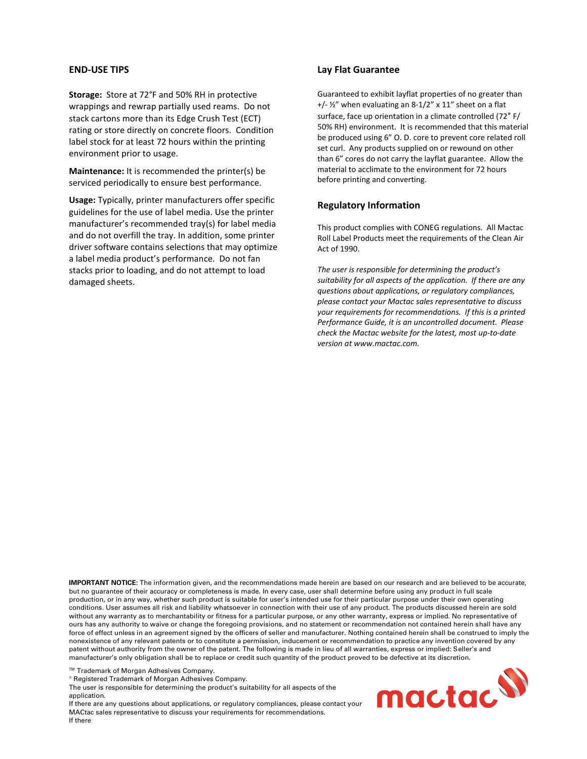## END-USE TIPS

**Storage:** Store at 72°F and 50% RH in protective wrappings and rewrap partially used reams. Do not stack cartons more than its Edge Crush Test (ECT) rating or store directly on concrete floors. Condition label stock for at least 72 hours within the printing environment prior to usage.

**Maintenance:** It is recommended the printer(s) be serviced periodically to ensure best performance.

**Usage:** Typically, printer manufacturers offer specific guidelines for the use of label media. Use the printer manufacturer's recommended tray(s) for label media and do not overfill the tray. In addition, some printer driver software contains selections that may optimize a label media product's performance. Do not fan stacks prior to loading, and do not attempt to load damaged sheets.

## Lay Flat Guarantee

Guaranteed to exhibit layflat properties of no greater than +/- ½" when evaluating an 8-1/2" x 11" sheet on a flat surface, face up orientation in a climate controlled (72° F/ 50% RH) environment. It is recommended that this material be produced using 6" O. D. core to prevent core related roll set curl. Any products supplied on or rewound on other than 6" cores do not carry the layflat guarantee. Allow the material to acclimate to the environment for 72 hours before printing and converting.

## Regulatory Information

This product complies with CONEG regulations. All Mactac Roll Label Products meet the requirements of the Clean Air Act of 1990.

*The user is responsible for determining the product's suitability for all aspects of the application. If there are any questions about applications, or regulatory compliances, please contact your Mactac sales representative to discuss your requirements for recommendations. If this is a printed Performance Guide, it is an uncontrolled document. Please check the Mactac website for the latest, most up-to-date version at www.mactac.com.*

**IMPORTANT NOTICE:** The information given, and the recommendations made herein are based on our research and are believed to be accurate, but no guarantee of their accuracy or completeness is made. In every case, user shall determine before using any product in full scale production, or in any way, whether such product is suitable for user's intended use for their particular purpose under their own operating conditions. User assumes all risk and liability whatsoever in connection with their use of any product. The products discussed herein are sold without any warranty as to merchantability or fitness for a particular purpose, or any other warranty, express or implied. No representative of ours has any authority to waive or change the foregoing provisions, and no statement or recommendation not contained herein shall have any force of effect unless in an agreement signed by the officers of seller and manufacturer. Nothing contained herein shall be construed to imply the nonexistence of any relevant patents or to constitute a permission, inducement or recommendation to practice any invention covered by any patent without authority from the owner of the patent. The following is made in lieu of all warranties, express or implied: Seller's and manufacturer's only obligation shall be to replace or credit such quantity of the product proved to be defective at its discretion.

™ Trademark of Morgan Adhesives Company.
® Registered Trademark of Morgan Adhesives Company.
The user is responsible for determining the product's suitability for all aspects of the application.
If there are any questions about applications, or regulatory compliances, please contact your MACtac sales representative to discuss your requirements for recommendations.
If there

mactac